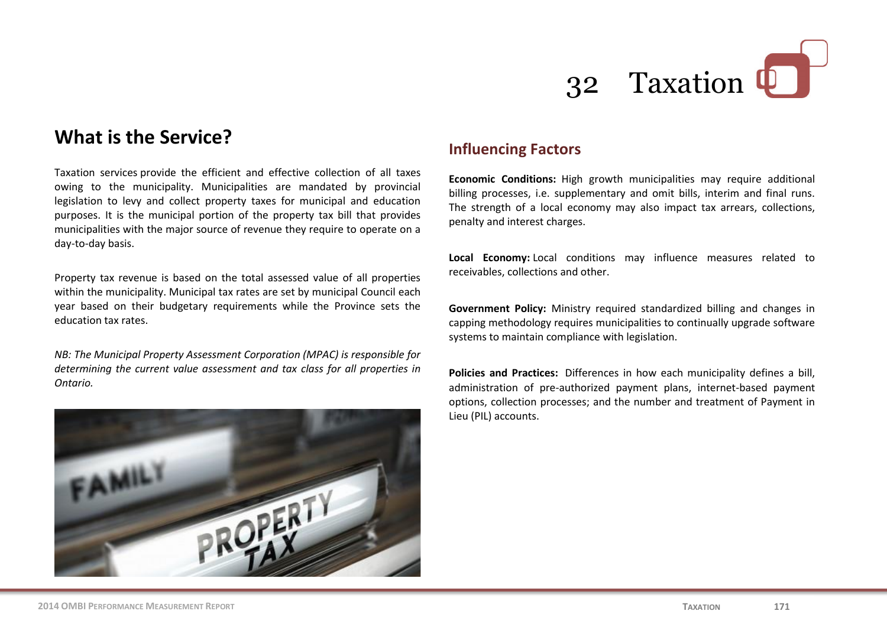# 32 Taxation

## What is the Service?

Taxation services provide the efficient and effective collection of all taxes owing to the municipality. Municipalities are mandated by provincial legislation to levy and collect property taxes for municipal and education purposes. It is the municipal portion of the property tax bill that provides municipalities with the major source of revenue they require to operate on a day-to-day basis.

Property tax revenue is based on the total assessed value of all properties within the municipality. Municipal tax rates are set by municipal Council each year based on their budgetary requirements while the Province sets the education tax rates.

*NB: The Municipal Property Assessment Corporation (MPAC) is responsible for determining the current value assessment and tax class for all properties in Ontario.*

## Influencing Factors

**Economic Conditions:** High growth municipalities may require additional billing processes, i.e. supplementary and omit bills, interim and final runs. The strength of a local economy may also impact tax arrears, collections, penalty and interest charges.

**Local Economy:** Local conditions may influence measures related to receivables, collections and other.

**Government Policy:** Ministry required standardized billing and changes in capping methodology requires municipalities to continually upgrade software systems to maintain compliance with legislation.

**Policies and Practices:** Differences in how each municipality defines a bill, administration of pre-authorized payment plans, internet-based payment options, collection processes; and the number and treatment of Payment in Lieu (PIL) accounts.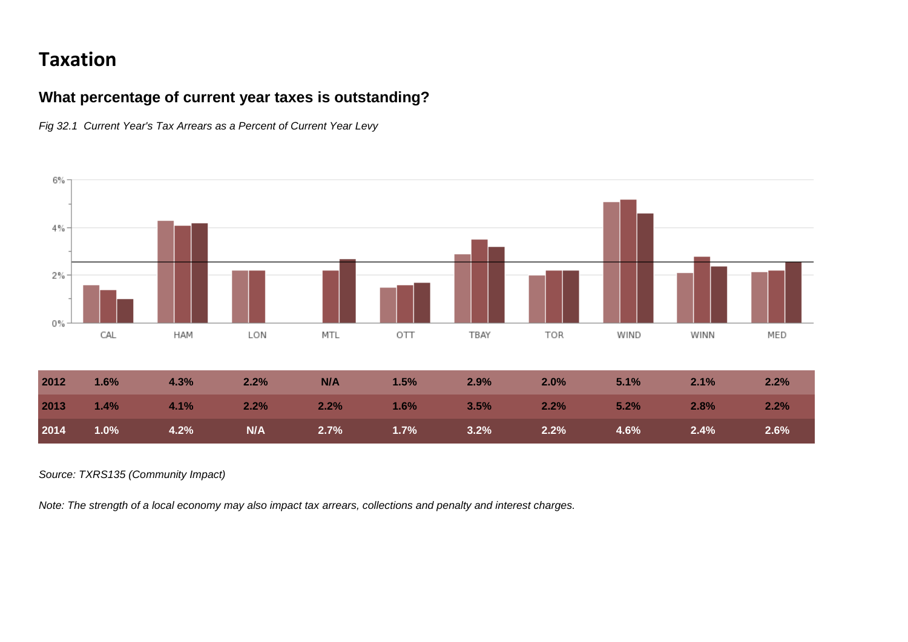# Taxation

### What percentage of current year taxes is outstanding?

*Fig 32.1 Current Year's Tax Arrears as a Percent of Current Year Levy*

| | CAL | HAM | LON | MTL | OTT | TBAY | TOR | WIND | WINN | MED |
|---|---|---|---|---|---|---|---|---|---|---|
| **2012** | 1.6% | 4.3% | 2.2% | N/A | 1.5% | 2.9% | 2.0% | 5.1% | 2.1% | 2.2% |
| **2013** | 1.4% | 4.1% | 2.2% | 2.2% | 1.6% | 3.5% | 2.2% | 5.2% | 2.8% | 2.2% |
| **2014** | 1.0% | 4.2% | N/A | 2.7% | 1.7% | 3.2% | 2.2% | 4.6% | 2.4% | 2.6% |

*Source: TXRS135 (Community Impact)*

*Note: The strength of a local economy may also impact tax arrears, collections and penalty and interest charges.*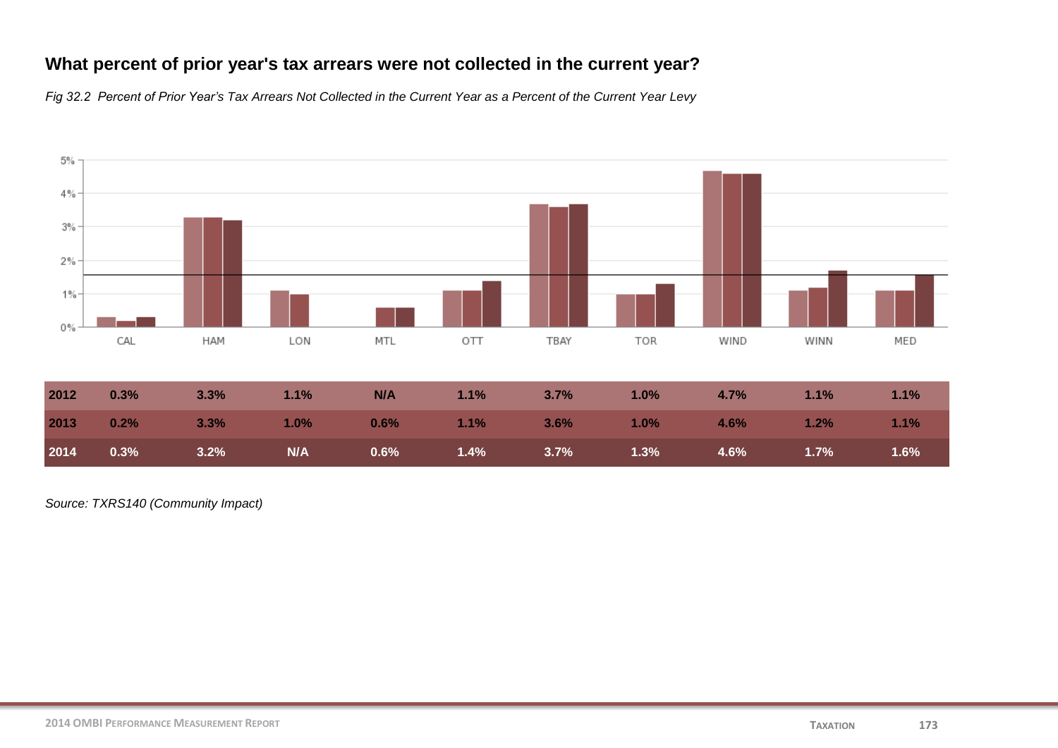## What percent of prior year's tax arrears were not collected in the current year?

*Fig 32.2 Percent of Prior Year's Tax Arrears Not Collected in the Current Year as a Percent of the Current Year Levy*

| | CAL | HAM | LON | MTL | OTT | TBAY | TOR | WIND | WINN | MED |
|---|---|---|---|---|---|---|---|---|---|---|
| **2012** | **0.3%** | **3.3%** | **1.1%** | **N/A** | **1.1%** | **3.7%** | **1.0%** | **4.7%** | **1.1%** | **1.1%** |
| **2013** | **0.2%** | **3.3%** | **1.0%** | **0.6%** | **1.1%** | **3.6%** | **1.0%** | **4.6%** | **1.2%** | **1.1%** |
| **2014** | **0.3%** | **3.2%** | **N/A** | **0.6%** | **1.4%** | **3.7%** | **1.3%** | **4.6%** | **1.7%** | **1.6%** |

*Source: TXRS140 (Community Impact)*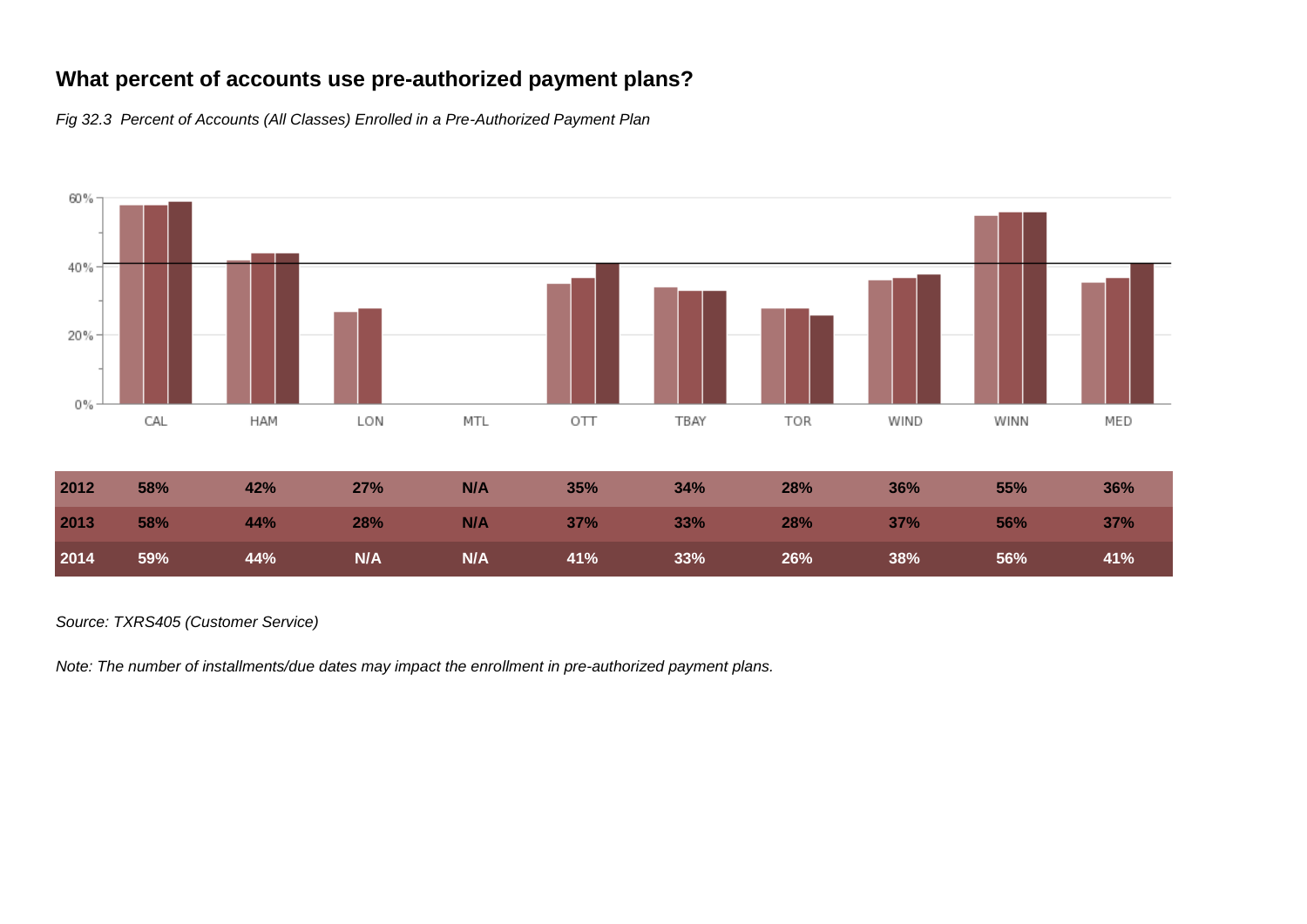## What percent of accounts use pre-authorized payment plans?

*Fig 32.3 Percent of Accounts (All Classes) Enrolled in a Pre-Authorized Payment Plan*

| | CAL | HAM | LON | MTL | OTT | TBAY | TOR | WIND | WINN | MED |
|---|---|---|---|---|---|---|---|---|---|---|
| **2012** | 58% | 42% | 27% | N/A | 35% | 34% | 28% | 36% | 55% | 36% |
| **2013** | 58% | 44% | 28% | N/A | 37% | 33% | 28% | 37% | 56% | 37% |
| **2014** | 59% | 44% | N/A | N/A | 41% | 33% | 26% | 38% | 56% | 41% |

*Source: TXRS405 (Customer Service)*

*Note: The number of installments/due dates may impact the enrollment in pre-authorized payment plans.*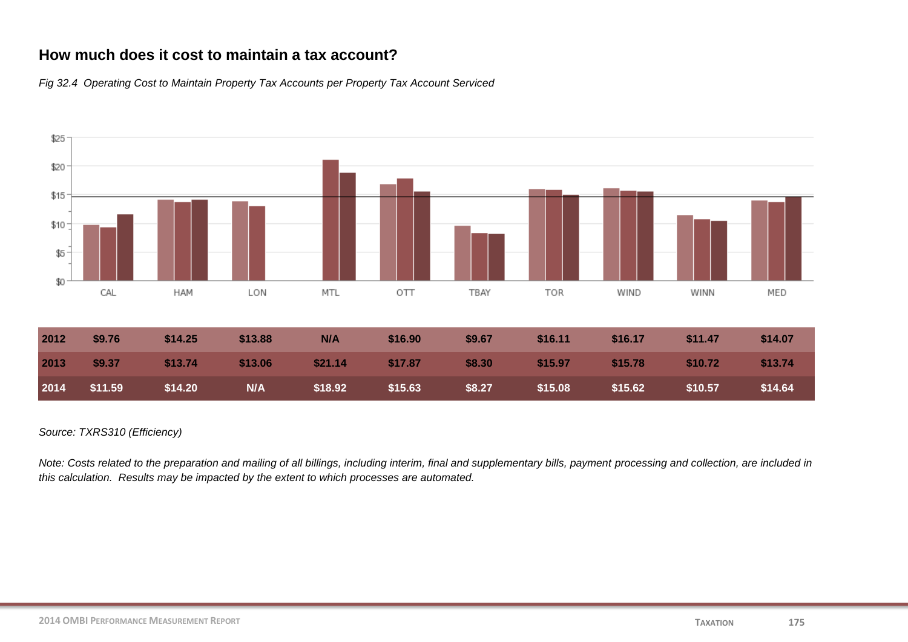## How much does it cost to maintain a tax account?

*Fig 32.4 Operating Cost to Maintain Property Tax Accounts per Property Tax Account Serviced*

$25
$20
$15
$10
$5
$0

CAL HAM LON MTL OTT TBAY TOR WIND WINN MED

| | | | | | | | | | | |
|---|---|---|---|---|---|---|---|---|---|---|
| **2012** | **$9.76** | **$14.25** | **$13.88** | **N/A** | **$16.90** | **$9.67** | **$16.11** | **$16.17** | **$11.47** | **$14.07** |
| **2013** | **$9.37** | **$13.74** | **$13.06** | **$21.14** | **$17.87** | **$8.30** | **$15.97** | **$15.78** | **$10.72** | **$13.74** |
| **2014** | **$11.59** | **$14.20** | **N/A** | **$18.92** | **$15.63** | **$8.27** | **$15.08** | **$15.62** | **$10.57** | **$14.64** |

*Source: TXRS310 (Efficiency)*

*Note: Costs related to the preparation and mailing of all billings, including interim, final and supplementary bills, payment processing and collection, are included in this calculation. Results may be impacted by the extent to which processes are automated.*